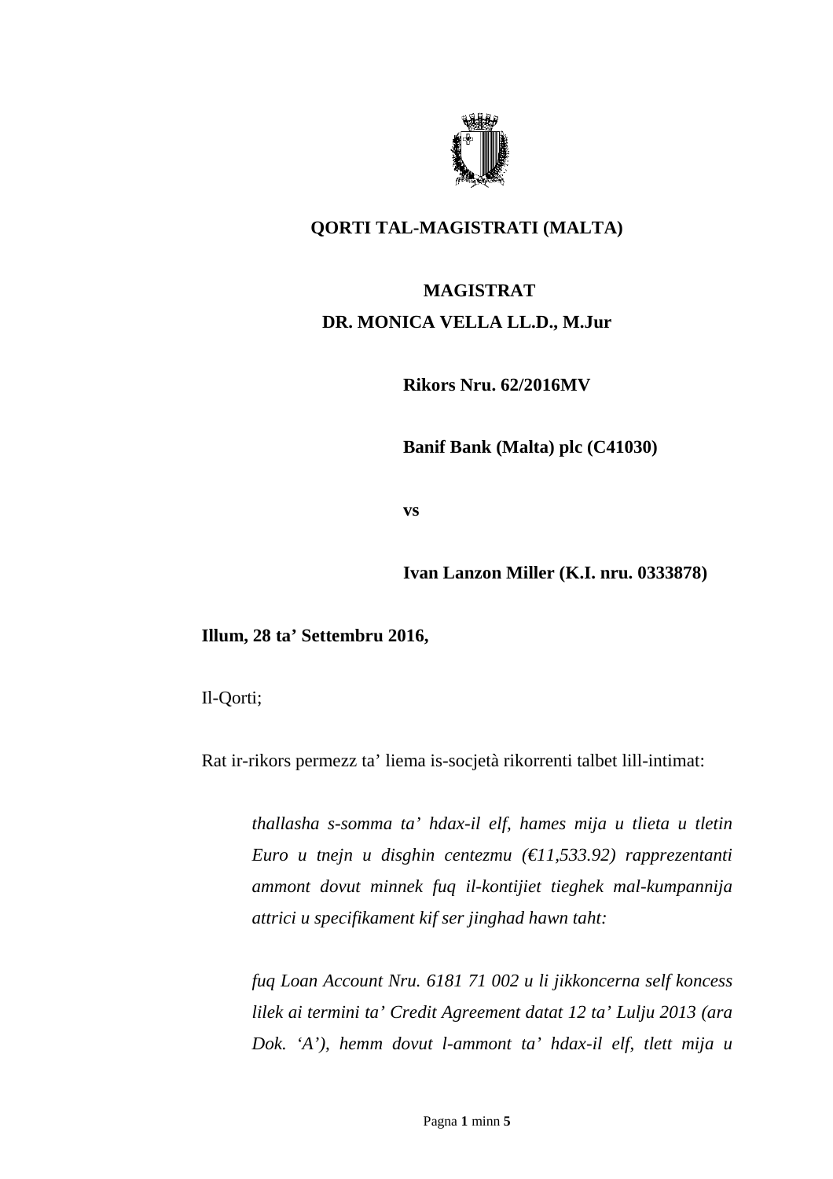**QORTI TAL-MAGISTRATI (MALTA)**

**MAGISTRAT**
**DR. MONICA VELLA LL.D., M.Jur**

**Rikors Nru. 62/2016MV**

**Banif Bank (Malta) plc (C41030)**

**vs**

**Ivan Lanzon Miller (K.I. nru. 0333878)**

**Illum, 28 ta' Settembru 2016,**

Il-Qorti;

Rat ir-rikors permezz ta' liema is-socjetà rikorrenti talbet lill-intimat:

> *thallasha s-somma ta' hdax-il elf, hames mija u tlieta u tletin Euro u tnejn u disghin centezmu (€11,533.92) rapprezentanti ammont dovut minnek fuq il-kontijiet tieghek mal-kumpannija attrici u specifikament kif ser jinghad hawn taht:*
>
> *fuq Loan Account Nru. 6181 71 002 u li jikkoncerna self koncess lilek ai termini ta' Credit Agreement datat 12 ta' Lulju 2013 (ara Dok. 'A'), hemm dovut l-ammont ta' hdax-il elf, tlett mija u*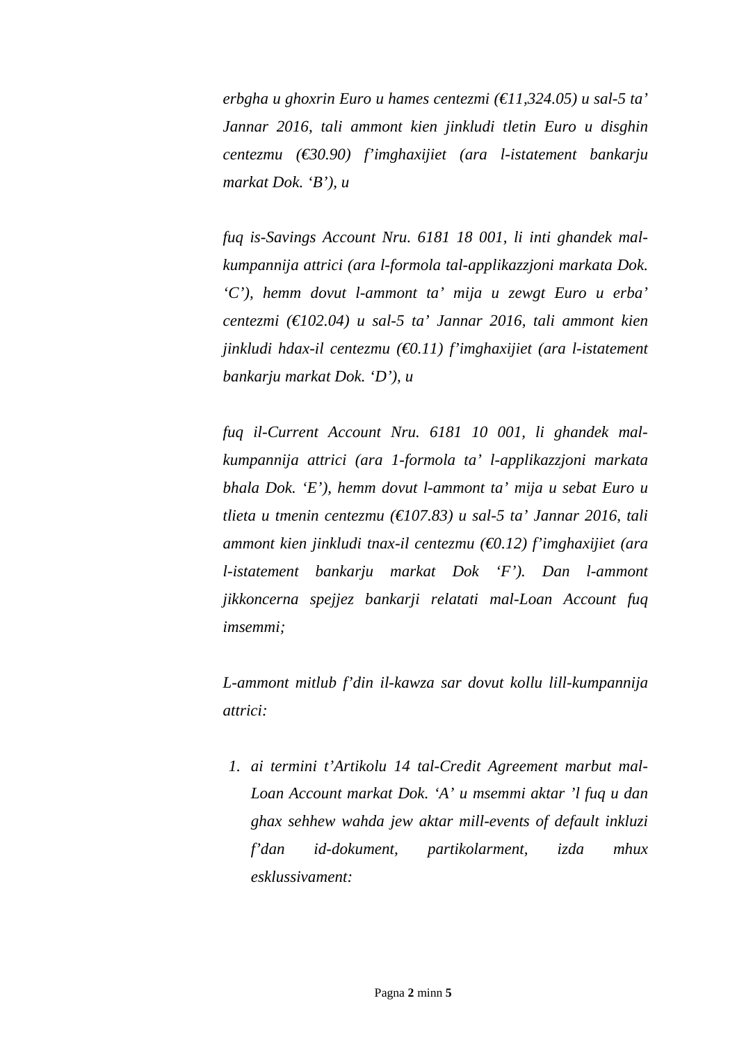*erbgha u ghoxrin Euro u hames centezmi (€11,324.05) u sal-5 ta' Jannar 2016, tali ammont kien jinkludi tletin Euro u disghin centezmu (€30.90) f'imghaxijiet (ara l-istatement bankarju markat Dok. 'B'), u*

*fuq is-Savings Account Nru. 6181 18 001, li inti ghandek mal-kumpannija attrici (ara l-formola tal-applikazzjoni markata Dok. 'C'), hemm dovut l-ammont ta' mija u zewgt Euro u erba' centezmi (€102.04) u sal-5 ta' Jannar 2016, tali ammont kien jinkludi hdax-il centezmu (€0.11) f'imghaxijiet (ara l-istatement bankarju markat Dok. 'D'), u*

*fuq il-Current Account Nru. 6181 10 001, li ghandek mal-kumpannija attrici (ara 1-formola ta' l-applikazzjoni markata bhala Dok. 'E'), hemm dovut l-ammont ta' mija u sebat Euro u tlieta u tmenin centezmu (€107.83) u sal-5 ta' Jannar 2016, tali ammont kien jinkludi tnax-il centezmu (€0.12) f'imghaxijiet (ara l-istatement bankarju markat Dok 'F'). Dan l-ammont jikkoncerna spejjez bankarji relatati mal-Loan Account fuq imsemmi;*

*L-ammont mitlub f'din il-kawza sar dovut kollu lill-kumpannija attrici:*

1. *ai termini t'Artikolu 14 tal-Credit Agreement marbut mal-Loan Account markat Dok. 'A' u msemmi aktar 'l fuq u dan ghax sehhew wahda jew aktar mill-events of default inkluzi f'dan id-dokument, partikolarment, izda mhux esklussivament:*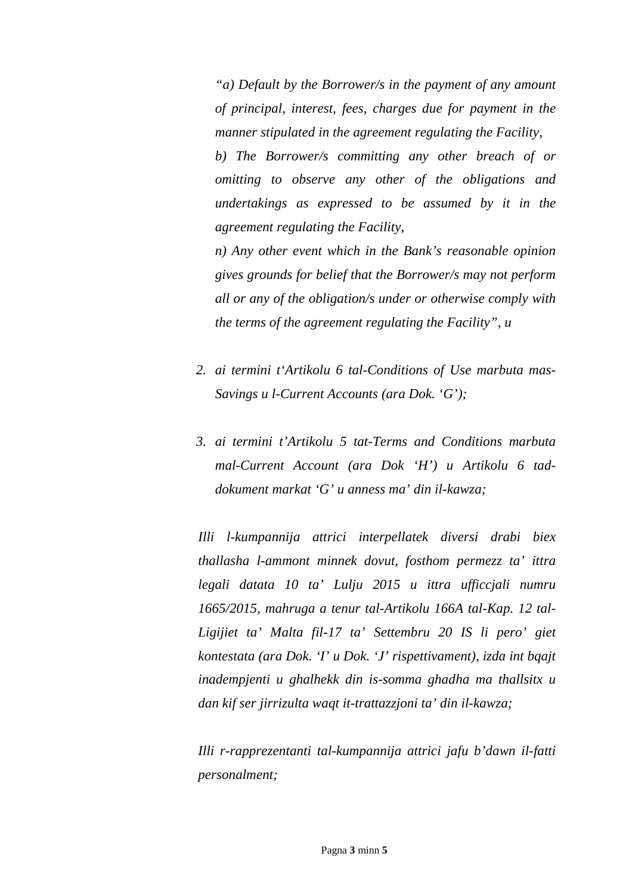*"a) Default by the Borrower/s in the payment of any amount of principal, interest, fees, charges due for payment in the manner stipulated in the agreement regulating the Facility,*

*b) The Borrower/s committing any other breach of or omitting to observe any other of the obligations and undertakings as expressed to be assumed by it in the agreement regulating the Facility,*

*n) Any other event which in the Bank's reasonable opinion gives grounds for belief that the Borrower/s may not perform all or any of the obligation/s under or otherwise comply with the terms of the agreement regulating the Facility", u*

2. *ai termini t'Artikolu 6 tal-Conditions of Use marbuta mas-Savings u l-Current Accounts (ara Dok. 'G');*

3. *ai termini t'Artikolu 5 tat-Terms and Conditions marbuta mal-Current Account (ara Dok 'H') u Artikolu 6 tad-dokument markat 'G' u anness ma' din il-kawza;*

*Illi l-kumpannija attrici interpellatek diversi drabi biex thallasha l-ammont minnek dovut, fosthom permezz ta' ittra legali datata 10 ta' Lulju 2015 u ittra ufficcjali numru 1665/2015, mahruga a tenur tal-Artikolu 166A tal-Kap. 12 tal-Ligijiet ta' Malta fil-17 ta' Settembru 20 IS li pero' giet kontestata (ara Dok. 'I' u Dok. 'J' rispettivament), izda int bqajt inadempjenti u ghalhekk din is-somma ghadha ma thallsitx u dan kif ser jirrizulta waqt it-trattazzjoni ta' din il-kawza;*

*Illi r-rapprezentanti tal-kumpannija attrici jafu b'dawn il-fatti personalment;*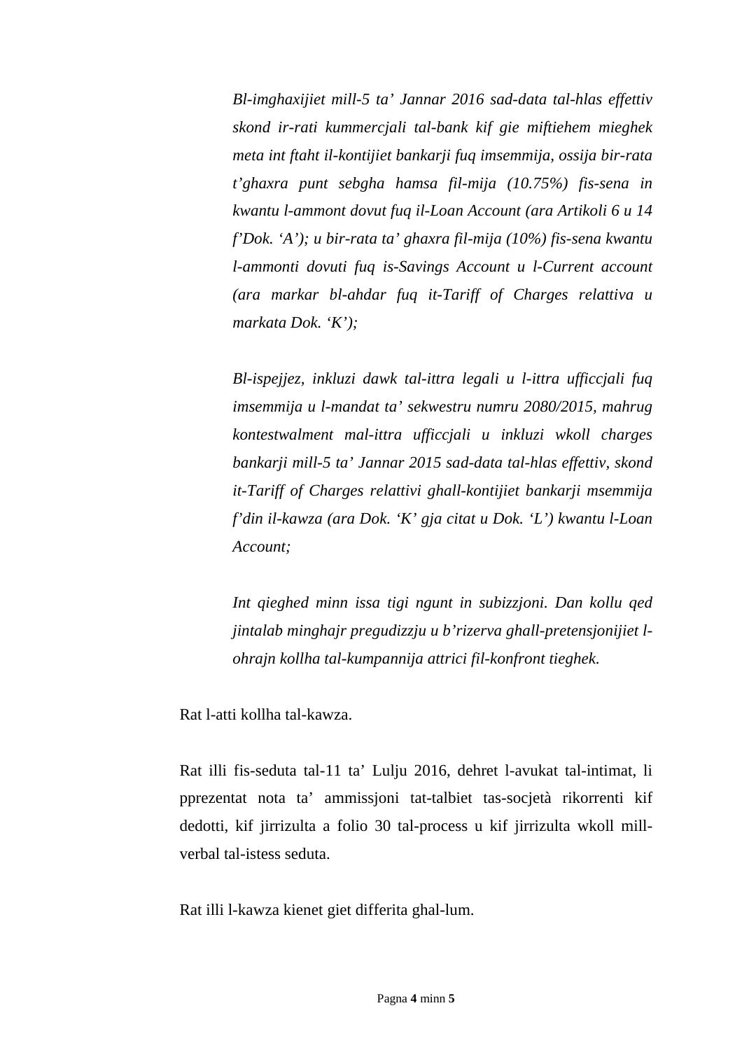*Bl-imghaxijiet mill-5 ta' Jannar 2016 sad-data tal-hlas effettiv skond ir-rati kummercjali tal-bank kif gie miftiehem mieghek meta int ftaht il-kontijiet bankarji fuq imsemmija, ossija bir-rata t'ghaxra punt sebgha hamsa fil-mija (10.75%) fis-sena in kwantu l-ammont dovut fuq il-Loan Account (ara Artikoli 6 u 14 f'Dok. 'A'); u bir-rata ta' ghaxra fil-mija (10%) fis-sena kwantu l-ammonti dovuti fuq is-Savings Account u l-Current account (ara markar bl-ahdar fuq it-Tariff of Charges relattiva u markata Dok. 'K');*

*Bl-ispejjez, inkluzi dawk tal-ittra legali u l-ittra ufficcjali fuq imsemmija u l-mandat ta' sekwestru numru 2080/2015, mahrug kontestwalment mal-ittra ufficcjali u inkluzi wkoll charges bankarji mill-5 ta' Jannar 2015 sad-data tal-hlas effettiv, skond it-Tariff of Charges relattivi ghall-kontijiet bankarji msemmija f'din il-kawza (ara Dok. 'K' gja citat u Dok. 'L') kwantu l-Loan Account;*

*Int qieghed minn issa tigi ngunt in subizzjoni. Dan kollu qed jintalab minghajr pregudizzju u b'rizerva ghall-pretensjonijiet l-ohrajn kollha tal-kumpannija attrici fil-konfront tieghek.*

Rat l-atti kollha tal-kawza.

Rat illi fis-seduta tal-11 ta' Lulju 2016, dehret l-avukat tal-intimat, li pprezentat nota ta' ammissjoni tat-talbiet tas-socjetà rikorrenti kif dedotti, kif jirrizulta a folio 30 tal-process u kif jirrizulta wkoll mill-verbal tal-istess seduta.

Rat illi l-kawza kienet giet differita ghal-lum.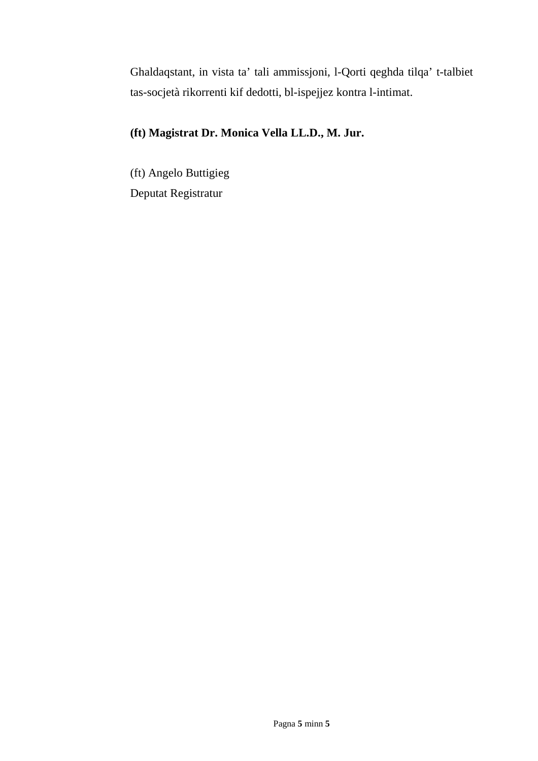Għaldaqstant, in vista ta' tali ammissjoni, l-Qorti qegħda tilqa' t-talbiet tas-socjetà rikorrenti kif dedotti, bl-ispejjez kontra l-intimat.

**(ft) Magistrat Dr. Monica Vella LL.D., M. Jur.**

(ft) Angelo Buttigieg
Deputat Registratur